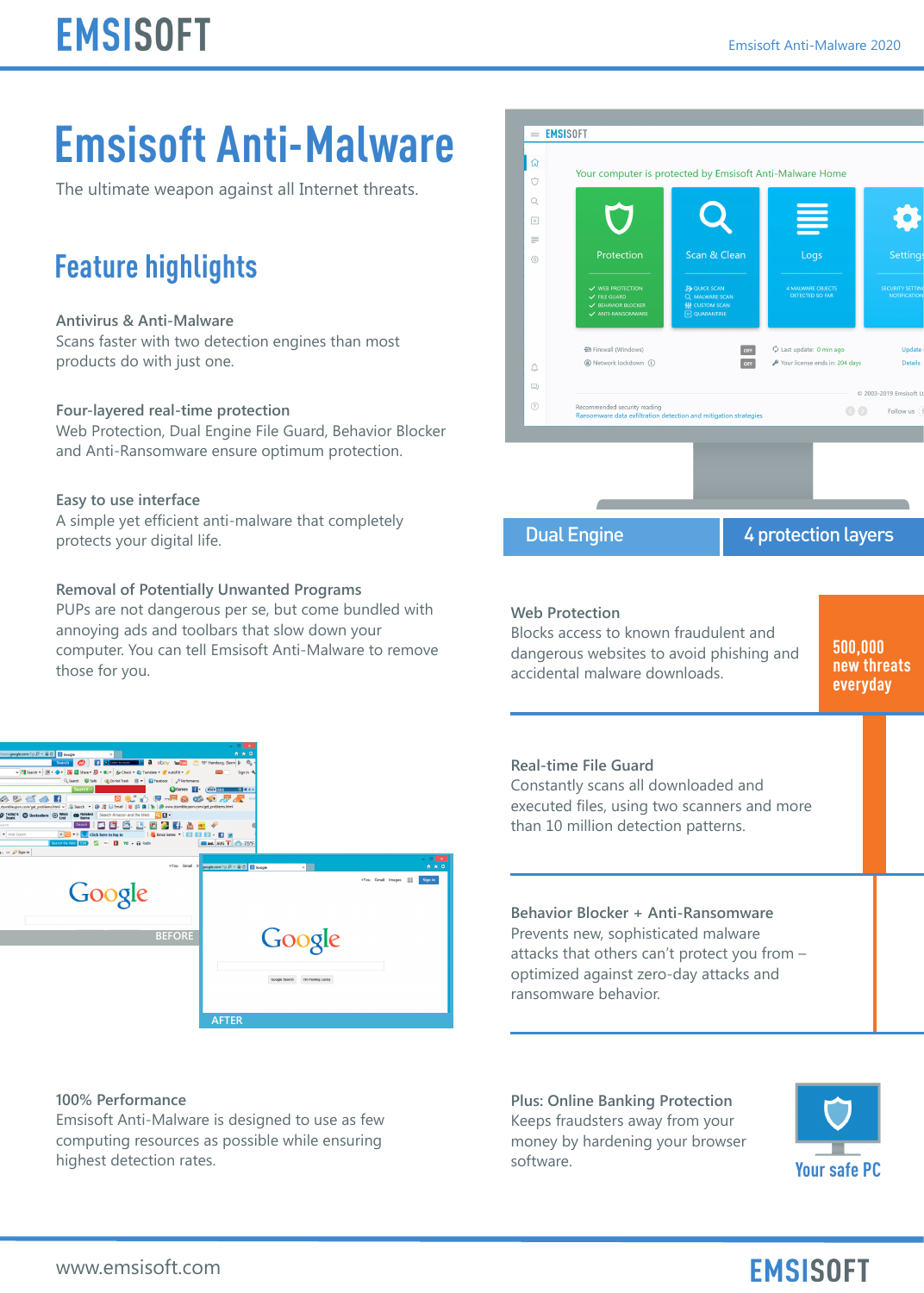# Emsisoft Anti-Malware

The ultimate weapon against all Internet threats.

## Feature highlights

**Antivirus & Anti-Malware**
Scans faster with two detection engines than most products do with just one.

**Four-layered real-time protection**
Web Protection, Dual Engine File Guard, Behavior Blocker and Anti-Ransomware ensure optimum protection.

**Easy to use interface**
A simple yet efficient anti-malware that completely protects your digital life.

**Removal of Potentially Unwanted Programs**
PUPs are not dangerous per se, but come bundled with annoying ads and toolbars that slow down your computer. You can tell Emsisoft Anti-Malware to remove those for you.

BEFORE

AFTER

**100% Performance**
Emsisoft Anti-Malware is designed to use as few computing resources as possible while ensuring highest detection rates.

## Dual Engine

## 4 protection layers

**Web Protection**
Blocks access to known fraudulent and dangerous websites to avoid phishing and accidental malware downloads.

**500,000 new threats everyday**

**Real-time File Guard**
Constantly scans all downloaded and executed files, using two scanners and more than 10 million detection patterns.

**Behavior Blocker + Anti-Ransomware**
Prevents new, sophisticated malware attacks that others can't protect you from – optimized against zero-day attacks and ransomware behavior.

**Plus: Online Banking Protection**
Keeps fraudsters away from your money by hardening your browser software.

Your safe PC

www.emsisoft.com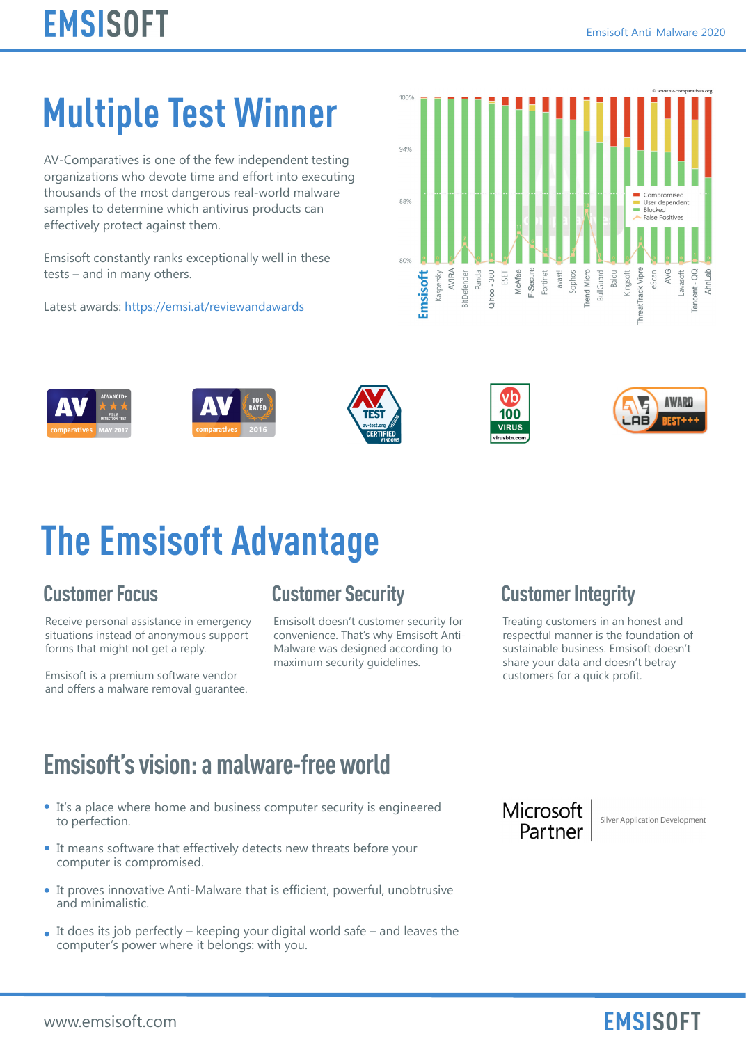# Multiple Test Winner

AV-Comparatives is one of the few independent testing organizations who devote time and effort into executing thousands of the most dangerous real-world malware samples to determine which antivirus products can effectively protect against them.

Emsisoft constantly ranks exceptionally well in these tests – and in many others.

Latest awards: https://emsi.at/reviewandawards

© www.av-comparatives.org

100%
94%
88%
80%

Compromised
User dependent
Blocked
False Positives

Emsisoft
Kaspersky
AVIRA
BitDefender
Panda
Qihoo - 360
ESET
McAfee
F-Secure
Fortinet
avast!
Sophos
Trend Micro
BullGuard
Baidu
Kingsoft
ThreatTrack Vipre
eScan
AVG
Lavasoft
Tencent - QQ
AhnLab

# The Emsisoft Advantage

## Customer Focus

Receive personal assistance in emergency situations instead of anonymous support forms that might not get a reply.

Emsisoft is a premium software vendor and offers a malware removal guarantee.

## Customer Security

Emsisoft doesn't customer security for convenience. That's why Emsisoft Anti-Malware was designed according to maximum security guidelines.

## Customer Integrity

Treating customers in an honest and respectful manner is the foundation of sustainable business. Emsisoft doesn't share your data and doesn't betray customers for a quick profit.

## Emsisoft's vision: a malware-free world

- It's a place where home and business computer security is engineered to perfection.
- It means software that effectively detects new threats before your computer is compromised.
- It proves innovative Anti-Malware that is efficient, powerful, unobtrusive and minimalistic.
- It does its job perfectly – keeping your digital world safe – and leaves the computer's power where it belongs: with you.

Microsoft Partner | Silver Application Development

www.emsisoft.com